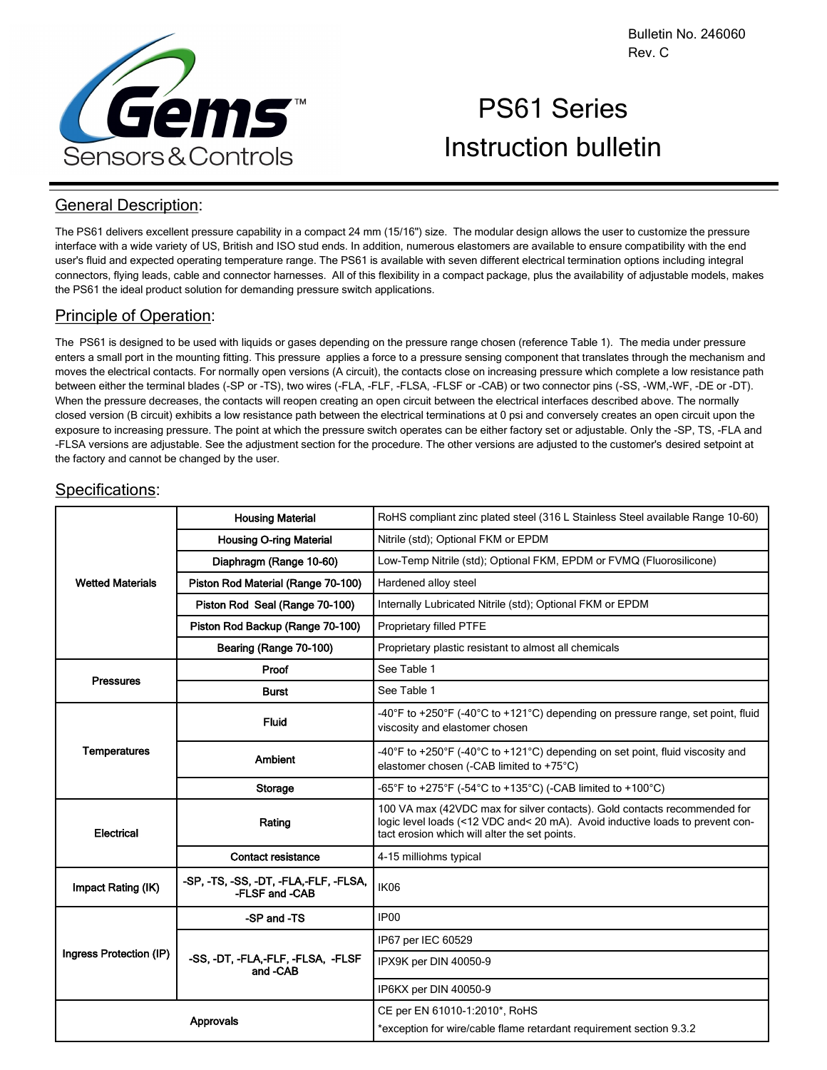Bulletin No. 246060
Rev. C

# PS61 Series
# Instruction bulletin

## General Description:

The PS61 delivers excellent pressure capability in a compact 24 mm (15/16") size. The modular design allows the user to customize the pressure interface with a wide variety of US, British and ISO stud ends. In addition, numerous elastomers are available to ensure compatibility with the end user's fluid and expected operating temperature range. The PS61 is available with seven different electrical termination options including integral connectors, flying leads, cable and connector harnesses. All of this flexibility in a compact package, plus the availability of adjustable models, makes the PS61 the ideal product solution for demanding pressure switch applications.

## Principle of Operation:

The PS61 is designed to be used with liquids or gases depending on the pressure range chosen (reference Table 1). The media under pressure enters a small port in the mounting fitting. This pressure applies a force to a pressure sensing component that translates through the mechanism and moves the electrical contacts. For normally open versions (A circuit), the contacts close on increasing pressure which complete a low resistance path between either the terminal blades (-SP or -TS), two wires (-FLA, -FLF, -FLSA, -FLSF or -CAB) or two connector pins (-SS, -WM,-WF, -DE or -DT). When the pressure decreases, the contacts will reopen creating an open circuit between the electrical interfaces described above. The normally closed version (B circuit) exhibits a low resistance path between the electrical terminations at 0 psi and conversely creates an open circuit upon the exposure to increasing pressure. The point at which the pressure switch operates can be either factory set or adjustable. Only the -SP, TS, -FLA and -FLSA versions are adjustable. See the adjustment section for the procedure. The other versions are adjusted to the customer's desired setpoint at the factory and cannot be changed by the user.

## Specifications:

| | | |
|---|---|---|
| **Wetted Materials** | **Housing Material** | RoHS compliant zinc plated steel (316 L Stainless Steel available Range 10-60) |
| | **Housing O-ring Material** | Nitrile (std); Optional FKM or EPDM |
| | **Diaphragm (Range 10-60)** | Low-Temp Nitrile (std); Optional FKM, EPDM or FVMQ (Fluorosilicone) |
| | **Piston Rod Material (Range 70-100)** | Hardened alloy steel |
| | **Piston Rod Seal (Range 70-100)** | Internally Lubricated Nitrile (std); Optional FKM or EPDM |
| | **Piston Rod Backup (Range 70-100)** | Proprietary filled PTFE |
| | **Bearing (Range 70-100)** | Proprietary plastic resistant to almost all chemicals |
| **Pressures** | **Proof** | See Table 1 |
| | **Burst** | See Table 1 |
| **Temperatures** | **Fluid** | -40°F to +250°F (-40°C to +121°C) depending on pressure range, set point, fluid viscosity and elastomer chosen |
| | **Ambient** | -40°F to +250°F (-40°C to +121°C) depending on set point, fluid viscosity and elastomer chosen (-CAB limited to +75°C) |
| | **Storage** | -65°F to +275°F (-54°C to +135°C) (-CAB limited to +100°C) |
| **Electrical** | **Rating** | 100 VA max (42VDC max for silver contacts). Gold contacts recommended for logic level loads (<12 VDC and< 20 mA). Avoid inductive loads to prevent contact erosion which will alter the set points. |
| | **Contact resistance** | 4-15 milliohms typical |
| **Impact Rating (IK)** | **-SP, -TS, -SS, -DT, -FLA,-FLF, -FLSA, -FLSF and -CAB** | IK06 |
| **Ingress Protection (IP)** | **-SP and -TS** | IP00 |
| | **-SS, -DT, -FLA,-FLF, -FLSA, -FLSF and -CAB** | IP67 per IEC 60529 |
| | | IPX9K per DIN 40050-9 |
| | | IP6KX per DIN 40050-9 |
| **Approvals** | | CE per EN 61010-1:2010*, RoHS<br>*exception for wire/cable flame retardant requirement section 9.3.2 |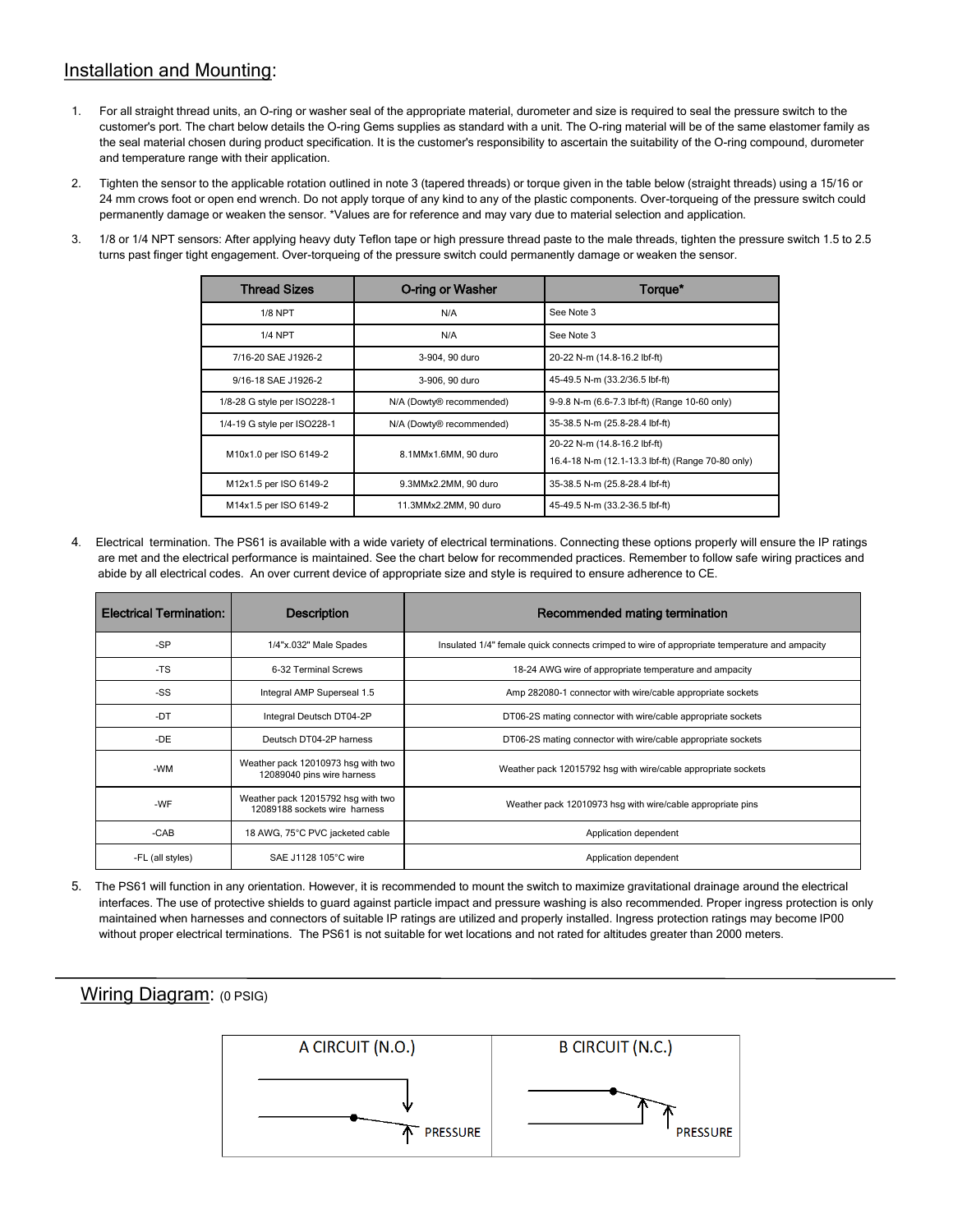## Installation and Mounting:

1. For all straight thread units, an O-ring or washer seal of the appropriate material, durometer and size is required to seal the pressure switch to the customer's port. The chart below details the O-ring Gems supplies as standard with a unit. The O-ring material will be of the same elastomer family as the seal material chosen during product specification. It is the customer's responsibility to ascertain the suitability of the O-ring compound, durometer and temperature range with their application.

2. Tighten the sensor to the applicable rotation outlined in note 3 (tapered threads) or torque given in the table below (straight threads) using a 15/16 or 24 mm crows foot or open end wrench. Do not apply torque of any kind to any of the plastic components. Over-torqueing of the pressure switch could permanently damage or weaken the sensor. *Values are for reference and may vary due to material selection and application.

3. 1/8 or 1/4 NPT sensors: After applying heavy duty Teflon tape or high pressure thread paste to the male threads, tighten the pressure switch 1.5 to 2.5 turns past finger tight engagement. Over-torqueing of the pressure switch could permanently damage or weaken the sensor.

| Thread Sizes | O-ring or Washer | Torque* |
|---|---|---|
| 1/8 NPT | N/A | See Note 3 |
| 1/4 NPT | N/A | See Note 3 |
| 7/16-20 SAE J1926-2 | 3-904, 90 duro | 20-22 N-m (14.8-16.2 lbf-ft) |
| 9/16-18 SAE J1926-2 | 3-906, 90 duro | 45-49.5 N-m (33.2/36.5 lbf-ft) |
| 1/8-28 G style per ISO228-1 | N/A (Dowty® recommended) | 9-9.8 N-m (6.6-7.3 lbf-ft) (Range 10-60 only) |
| 1/4-19 G style per ISO228-1 | N/A (Dowty® recommended) | 35-38.5 N-m (25.8-28.4 lbf-ft) |
| M10x1.0 per ISO 6149-2 | 8.1MMx1.6MM, 90 duro | 20-22 N-m (14.8-16.2 lbf-ft)<br>16.4-18 N-m (12.1-13.3 lbf-ft) (Range 70-80 only) |
| M12x1.5 per ISO 6149-2 | 9.3MMx2.2MM, 90 duro | 35-38.5 N-m (25.8-28.4 lbf-ft) |
| M14x1.5 per ISO 6149-2 | 11.3MMx2.2MM, 90 duro | 45-49.5 N-m (33.2-36.5 lbf-ft) |

4. Electrical termination. The PS61 is available with a wide variety of electrical terminations. Connecting these options properly will ensure the IP ratings are met and the electrical performance is maintained. See the chart below for recommended practices. Remember to follow safe wiring practices and abide by all electrical codes. An over current device of appropriate size and style is required to ensure adherence to CE.

| Electrical Termination: | Description | Recommended mating termination |
|---|---|---|
| -SP | 1/4"x.032" Male Spades | Insulated 1/4" female quick connects crimped to wire of appropriate temperature and ampacity |
| -TS | 6-32 Terminal Screws | 18-24 AWG wire of appropriate temperature and ampacity |
| -SS | Integral AMP Superseal 1.5 | Amp 282080-1 connector with wire/cable appropriate sockets |
| -DT | Integral Deutsch DT04-2P | DT06-2S mating connector with wire/cable appropriate sockets |
| -DE | Deutsch DT04-2P harness | DT06-2S mating connector with wire/cable appropriate sockets |
| -WM | Weather pack 12010973 hsg with two 12089040 pins wire harness | Weather pack 12015792 hsg with wire/cable appropriate sockets |
| -WF | Weather pack 12015792 hsg with two 12089188 sockets wire harness | Weather pack 12010973 hsg with wire/cable appropriate pins |
| -CAB | 18 AWG, 75°C PVC jacketed cable | Application dependent |
| -FL (all styles) | SAE J1128 105°C wire | Application dependent |

5. The PS61 will function in any orientation. However, it is recommended to mount the switch to maximize gravitational drainage around the electrical interfaces. The use of protective shields to guard against particle impact and pressure washing is also recommended. Proper ingress protection is only maintained when harnesses and connectors of suitable IP ratings are utilized and properly installed. Ingress protection ratings may become IP00 without proper electrical terminations. The PS61 is not suitable for wet locations and not rated for altitudes greater than 2000 meters.

## Wiring Diagram: (0 PSIG)

| A CIRCUIT (N.O.) | B CIRCUIT (N.C.) |
|---|---|
| PRESSURE | PRESSURE |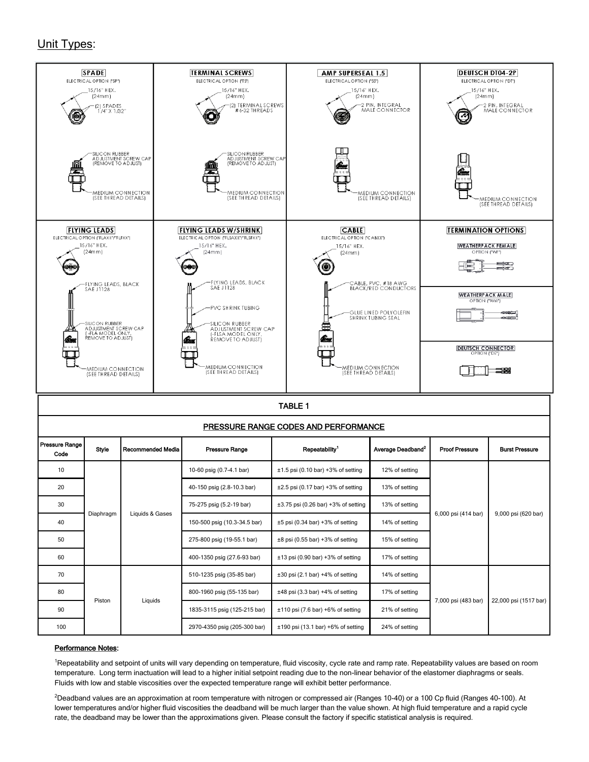## Unit Types:

**SPADE**
ELECTRICAL OPTION ("SP")
15/16" HEX. (24mm)
(2) SPADES 1/4" X 1/32"
SILICON RUBBER ADJUSTMENT SCREW CAP (REMOVE TO ADJUST)
MEDIUM CONNECTION (SEE THREAD DETAILS)

**TERMINAL SCREWS**
ELECTRICAL OPTION ("TS")
15/16" HEX. (24mm)
(2) TERMINAL SCREWS #6-32 THREADS
SILICON RUBBER ADJUSTMENT SCREW CAP (REMOVE TO ADJUST)
MEDIUM CONNECTION (SEE THREAD DETAILS)

**AMP SUPERSEAL 1.5**
ELECTRICAL OPTION ("SS")
15/16" HEX. (24mm)
2 PIN, INTEGRAL MALE CONNECTOR
MEDIUM CONNECTION (SEE THREAD DETAILS)

**DEUTSCH DT04-2P**
ELECTRICAL OPTION ("DT")
15/16" HEX. (24mm)
2 PIN, INTEGRAL MALE CONNECTOR
MEDIUM CONNECTION (SEE THREAD DETAILS)

**FLYING LEADS**
ELECTRICAL OPTION ("FLAXX"/"FLFXX")
15/16" HEX. (24mm)
FLYING LEADS, BLACK SAE J1128
SILICON RUBBER ADJUSTMENT SCREW CAP (-FLA MODEL ONLY, REMOVE TO ADJUST)
MEDIUM CONNECTION (SEE THREAD DETAILS)

**FLYING LEADS W/SHRINK**
ELECTRICAL OPTION ("FLSAXX"/"FLSFXX")
15/16" HEX. (24mm)
FLYING LEADS, BLACK SAE J1128
PVC SHRINK TUBING
SILICON RUBBER ADJUSTMENT SCREW CAP (-FLSA MODEL ONLY, REMOVE TO ADJUST)
MEDIUM CONNECTION (SEE THREAD DETAILS)

**CABLE**
ELECTRICAL OPTION ("CABXX")
15/16" HEX. (24mm)
CABLE, PVC, #18 AWG BLACK/RED CONDUCTORS
GLUE LINED POLYOLEFIN SHRINK TUBING SEAL
MEDIUM CONNECTION (SEE THREAD DETAILS)

**TERMINATION OPTIONS**
WEATHERPACK FEMALE OPTION ("WF")
WEATHERPACK MALE OPTION ("WM")
DEUTSCH CONNECTOR OPTION ("DE")

### TABLE 1

### PRESSURE RANGE CODES AND PERFORMANCE

| Pressure Range Code | Style | Recommended Media | Pressure Range | Repeatability[1] | Average Deadband[2] | Proof Pressure | Burst Pressure |
|---|---|---|---|---|---|---|---|
| 10 | Diaphragm | Liquids & Gases | 10-60 psig (0.7-4.1 bar) | ±1.5 psi (0.10 bar) +3% of setting | 12% of setting | 6,000 psi (414 bar) | 9,000 psi (620 bar) |
| 20 | | | 40-150 psig (2.8-10.3 bar) | ±2.5 psi (0.17 bar) +3% of setting | 13% of setting | | |
| 30 | | | 75-275 psig (5.2-19 bar) | ±3.75 psi (0.26 bar) +3% of setting | 13% of setting | | |
| 40 | | | 150-500 psig (10.3-34.5 bar) | ±5 psi (0.34 bar) +3% of setting | 14% of setting | | |
| 50 | | | 275-800 psig (19-55.1 bar) | ±8 psi (0.55 bar) +3% of setting | 15% of setting | | |
| 60 | | | 400-1350 psig (27.6-93 bar) | ±13 psi (0.90 bar) +3% of setting | 17% of setting | | |
| 70 | Piston | Liquids | 510-1235 psig (35-85 bar) | ±30 psi (2.1 bar) +4% of setting | 14% of setting | 7,000 psi (483 bar) | 22,000 psi (1517 bar) |
| 80 | | | 800-1960 psig (55-135 bar) | ±48 psi (3.3 bar) +4% of setting | 17% of setting | | |
| 90 | | | 1835-3115 psig (125-215 bar) | ±110 psi (7.6 bar) +6% of setting | 21% of setting | | |
| 100 | | | 2970-4350 psig (205-300 bar) | ±190 psi (13.1 bar) +6% of setting | 24% of setting | | |

**Performance Notes:**

[1]Repeatability and setpoint of units will vary depending on temperature, fluid viscosity, cycle rate and ramp rate. Repeatability values are based on room temperature. Long term inactuation will lead to a higher initial setpoint reading due to the non-linear behavior of the elastomer diaphragms or seals. Fluids with low and stable viscosities over the expected temperature range will exhibit better performance.

[2]Deadband values are an approximation at room temperature with nitrogen or compressed air (Ranges 10-40) or a 100 Cp fluid (Ranges 40-100). At lower temperatures and/or higher fluid viscosities the deadband will be much larger than the value shown. At high fluid temperature and a rapid cycle rate, the deadband may be lower than the approximations given. Please consult the factory if specific statistical analysis is required.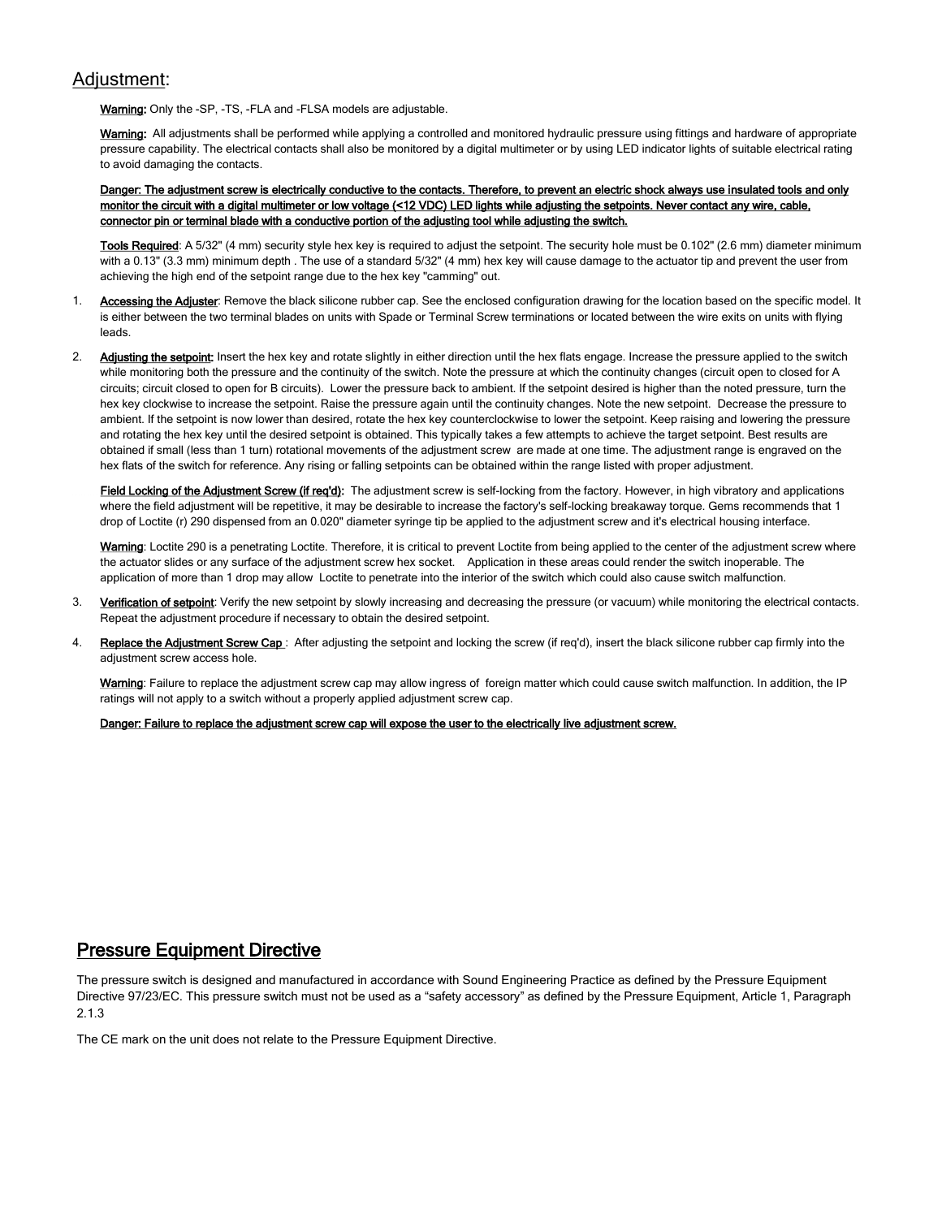## Adjustment:

**Warning:** Only the -SP, -TS, -FLA and -FLSA models are adjustable.

**Warning:** All adjustments shall be performed while applying a controlled and monitored hydraulic pressure using fittings and hardware of appropriate pressure capability. The electrical contacts shall also be monitored by a digital multimeter or by using LED indicator lights of suitable electrical rating to avoid damaging the contacts.

**Danger: The adjustment screw is electrically conductive to the contacts. Therefore, to prevent an electric shock always use insulated tools and only monitor the circuit with a digital multimeter or low voltage (<12 VDC) LED lights while adjusting the setpoints. Never contact any wire, cable, connector pin or terminal blade with a conductive portion of the adjusting tool while adjusting the switch.**

**Tools Required**: A 5/32" (4 mm) security style hex key is required to adjust the setpoint. The security hole must be 0.102" (2.6 mm) diameter minimum with a 0.13" (3.3 mm) minimum depth . The use of a standard 5/32" (4 mm) hex key will cause damage to the actuator tip and prevent the user from achieving the high end of the setpoint range due to the hex key "camming" out.

1. **Accessing the Adjuster**: Remove the black silicone rubber cap. See the enclosed configuration drawing for the location based on the specific model. It is either between the two terminal blades on units with Spade or Terminal Screw terminations or located between the wire exits on units with flying leads.

2. **Adjusting the setpoint:** Insert the hex key and rotate slightly in either direction until the hex flats engage. Increase the pressure applied to the switch while monitoring both the pressure and the continuity of the switch. Note the pressure at which the continuity changes (circuit open to closed for A circuits; circuit closed to open for B circuits). Lower the pressure back to ambient. If the setpoint desired is higher than the noted pressure, turn the hex key clockwise to increase the setpoint. Raise the pressure again until the continuity changes. Note the new setpoint. Decrease the pressure to ambient. If the setpoint is now lower than desired, rotate the hex key counterclockwise to lower the setpoint. Keep raising and lowering the pressure and rotating the hex key until the desired setpoint is obtained. This typically takes a few attempts to achieve the target setpoint. Best results are obtained if small (less than 1 turn) rotational movements of the adjustment screw are made at one time. The adjustment range is engraved on the hex flats of the switch for reference. Any rising or falling setpoints can be obtained within the range listed with proper adjustment.

   **Field Locking of the Adjustment Screw (if req'd):** The adjustment screw is self-locking from the factory. However, in high vibratory and applications where the field adjustment will be repetitive, it may be desirable to increase the factory's self-locking breakaway torque. Gems recommends that 1 drop of Loctite (r) 290 dispensed from an 0.020" diameter syringe tip be applied to the adjustment screw and it's electrical housing interface.

   **Warning**: Loctite 290 is a penetrating Loctite. Therefore, it is critical to prevent Loctite from being applied to the center of the adjustment screw where the actuator slides or any surface of the adjustment screw hex socket. Application in these areas could render the switch inoperable. The application of more than 1 drop may allow Loctite to penetrate into the interior of the switch which could also cause switch malfunction.

3. **Verification of setpoint**: Verify the new setpoint by slowly increasing and decreasing the pressure (or vacuum) while monitoring the electrical contacts. Repeat the adjustment procedure if necessary to obtain the desired setpoint.

4. **Replace the Adjustment Screw Cap** : After adjusting the setpoint and locking the screw (if req'd), insert the black silicone rubber cap firmly into the adjustment screw access hole.

   **Warning**: Failure to replace the adjustment screw cap may allow ingress of foreign matter which could cause switch malfunction. In addition, the IP ratings will not apply to a switch without a properly applied adjustment screw cap.

   **Danger: Failure to replace the adjustment screw cap will expose the user to the electrically live adjustment screw.**

## Pressure Equipment Directive

The pressure switch is designed and manufactured in accordance with Sound Engineering Practice as defined by the Pressure Equipment Directive 97/23/EC. This pressure switch must not be used as a "safety accessory" as defined by the Pressure Equipment, Article 1, Paragraph 2.1.3

The CE mark on the unit does not relate to the Pressure Equipment Directive.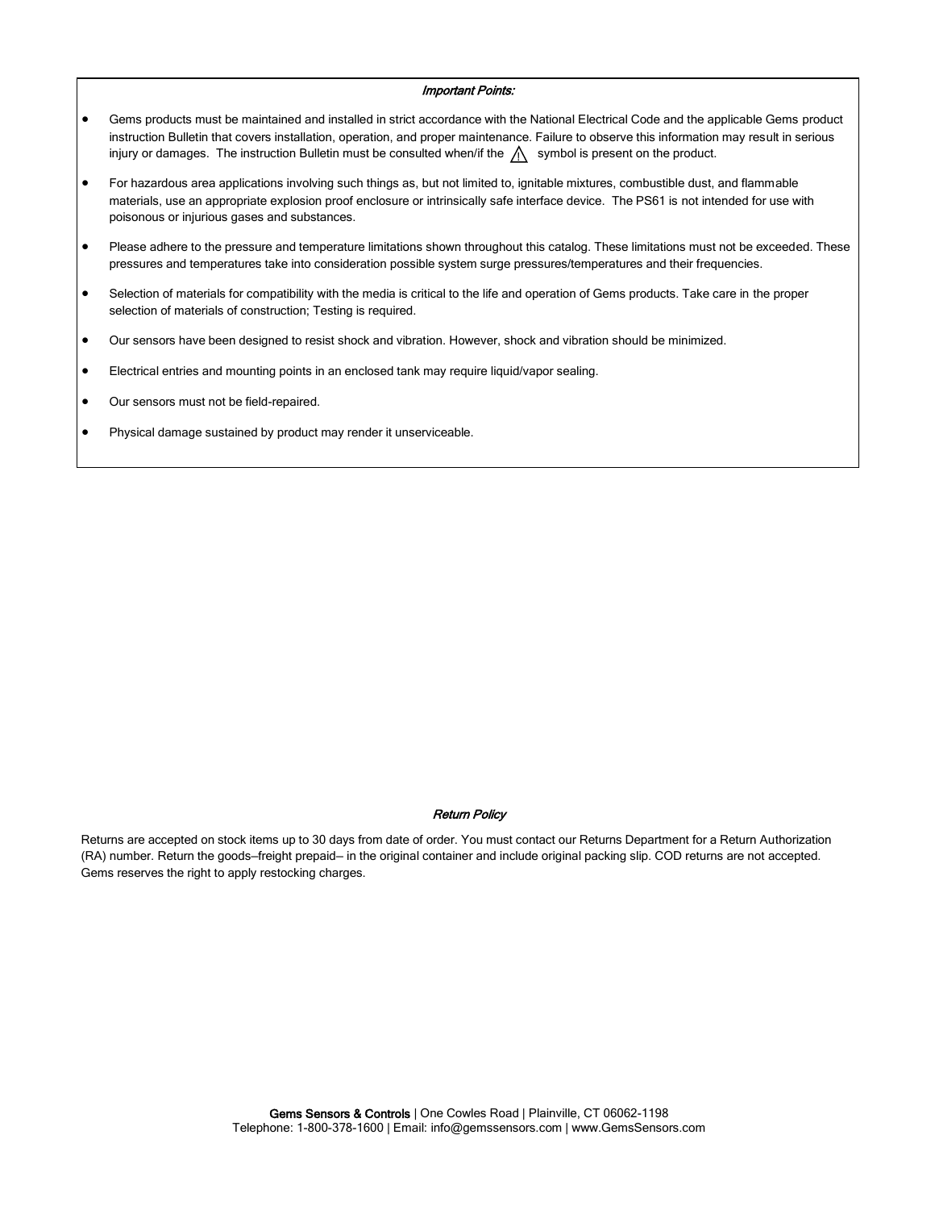*Important Points:*

- Gems products must be maintained and installed in strict accordance with the National Electrical Code and the applicable Gems product instruction Bulletin that covers installation, operation, and proper maintenance. Failure to observe this information may result in serious injury or damages. The instruction Bulletin must be consulted when/if the ⚠ symbol is present on the product.
- For hazardous area applications involving such things as, but not limited to, ignitable mixtures, combustible dust, and flammable materials, use an appropriate explosion proof enclosure or intrinsically safe interface device. The PS61 is not intended for use with poisonous or injurious gases and substances.
- Please adhere to the pressure and temperature limitations shown throughout this catalog. These limitations must not be exceeded. These pressures and temperatures take into consideration possible system surge pressures/temperatures and their frequencies.
- Selection of materials for compatibility with the media is critical to the life and operation of Gems products. Take care in the proper selection of materials of construction; Testing is required.
- Our sensors have been designed to resist shock and vibration. However, shock and vibration should be minimized.
- Electrical entries and mounting points in an enclosed tank may require liquid/vapor sealing.
- Our sensors must not be field-repaired.
- Physical damage sustained by product may render it unserviceable.

*Return Policy*

Returns are accepted on stock items up to 30 days from date of order. You must contact our Returns Department for a Return Authorization (RA) number. Return the goods—freight prepaid— in the original container and include original packing slip. COD returns are not accepted. Gems reserves the right to apply restocking charges.

**Gems Sensors & Controls** | One Cowles Road | Plainville, CT 06062-1198
Telephone: 1-800-378-1600 | Email: info@gemssensors.com | www.GemsSensors.com